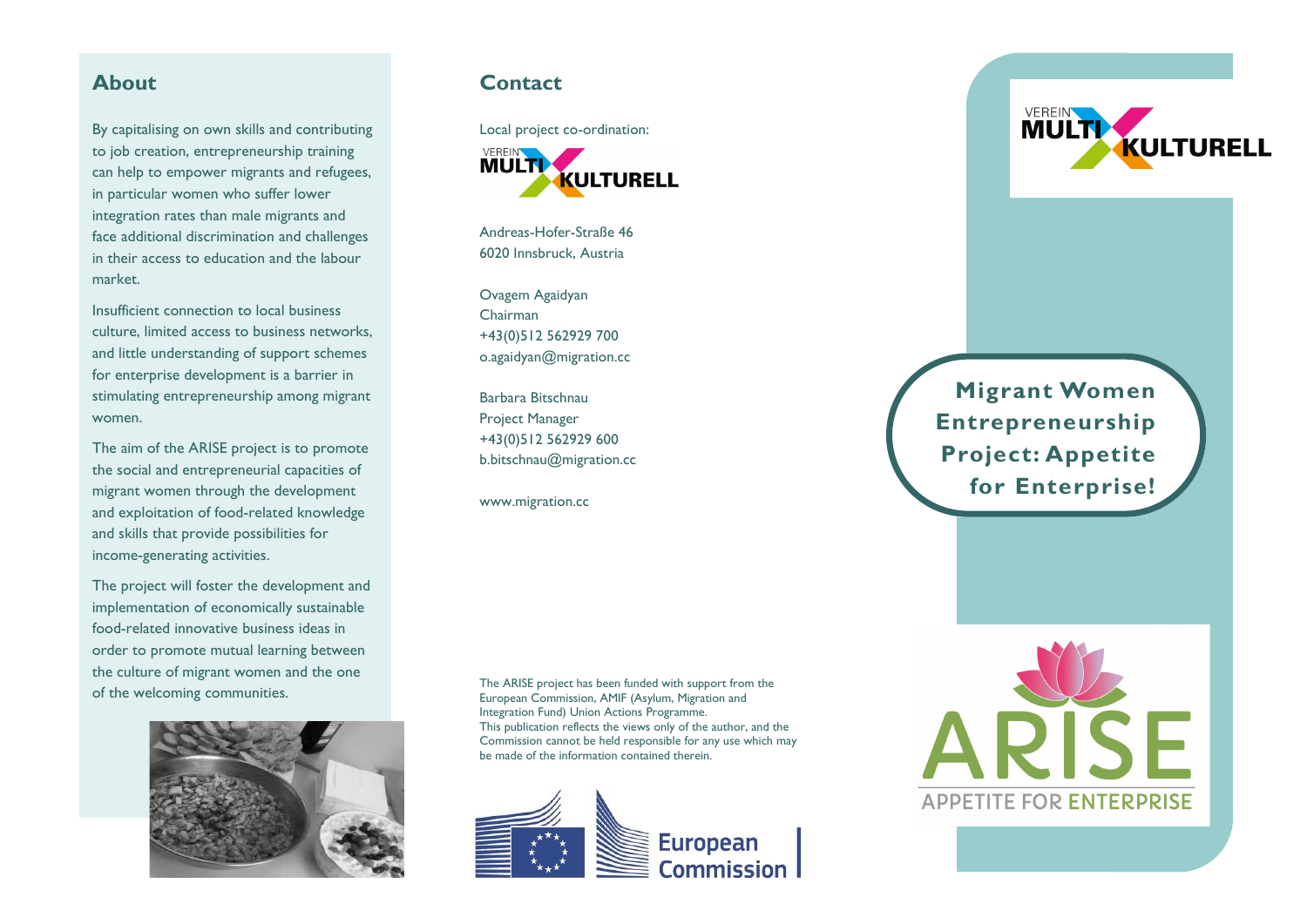## About

By capitalising on own skills and contributing to job creation, entrepreneurship training can help to empower migrants and refugees, in particular women who suffer lower integration rates than male migrants and face additional discrimination and challenges in their access to education and the labour market.

Insufficient connection to local business culture, limited access to business networks, and little understanding of support schemes for enterprise development is a barrier in stimulating entrepreneurship among migrant women.

The aim of the ARISE project is to promote the social and entrepreneurial capacities of migrant women through the development and exploitation of food-related knowledge and skills that provide possibilities for income-generating activities.

The project will foster the development and implementation of economically sustainable food-related innovative business ideas in order to promote mutual learning between the culture of migrant women and the one of the welcoming communities.

## Contact

Local project co-ordination:

VEREIN MULTI KULTURELL

Andreas-Hofer-Straße 46
6020 Innsbruck, Austria

Ovagem Agaidyan
Chairman
+43(0)512 562929 700
o.agaidyan@migration.cc

Barbara Bitschnau
Project Manager
+43(0)512 562929 600
b.bitschnau@migration.cc

www.migration.cc

The ARISE project has been funded with support from the European Commission, AMIF (Asylum, Migration and Integration Fund) Union Actions Programme.
This publication reflects the views only of the author, and the Commission cannot be held responsible for any use which may be made of the information contained therein.

European Commission

VEREIN MULTI KULTURELL

# Migrant Women Entrepreneurship Project: Appetite for Enterprise!

ARISE
APPETITE FOR ENTERPRISE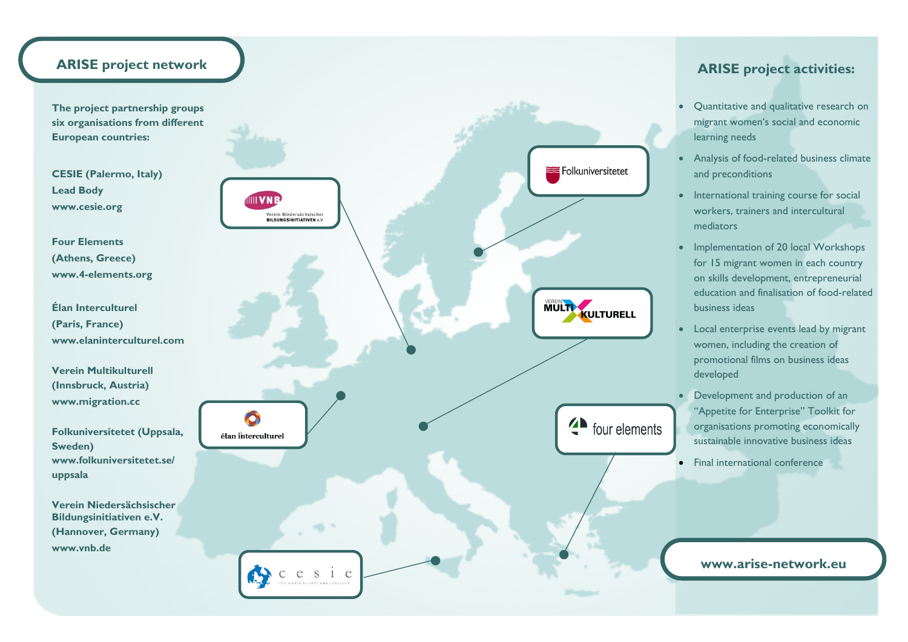## ARISE project network

**The project partnership groups six organisations from different European countries:**

**CESIE (Palermo, Italy)**
**Lead Body**
**www.cesie.org**

**Four Elements**
**(Athens, Greece)**
**www.4-elements.org**

**Élan Interculturel**
**(Paris, France)**
**www.elaninterculturel.com**

**Verein Multikulturell**
**(Innsbruck, Austria)**
**www.migration.cc**

**Folkuniversitetet (Uppsala, Sweden)**
**www.folkuniversitetet.se/uppsala**

**Verein Niedersächsischer Bildungsinitiativen e.V.**
**(Hannover, Germany)**
**www.vnb.de**

## ARISE project activities:

- Quantitative and qualitative research on migrant women's social and economic learning needs
- Analysis of food-related business climate and preconditions
- International training course for social workers, trainers and intercultural mediators
- Implementation of 20 local Workshops for 15 migrant women in each country on skills development, entrepreneurial education and finalisation of food-related business ideas
- Local enterprise events lead by migrant women, including the creation of promotional films on business ideas developed
- Development and production of an "Appetite for Enterprise" Toolkit for organisations promoting economically sustainable innovative business ideas
- Final international conference

**www.arise-network.eu**